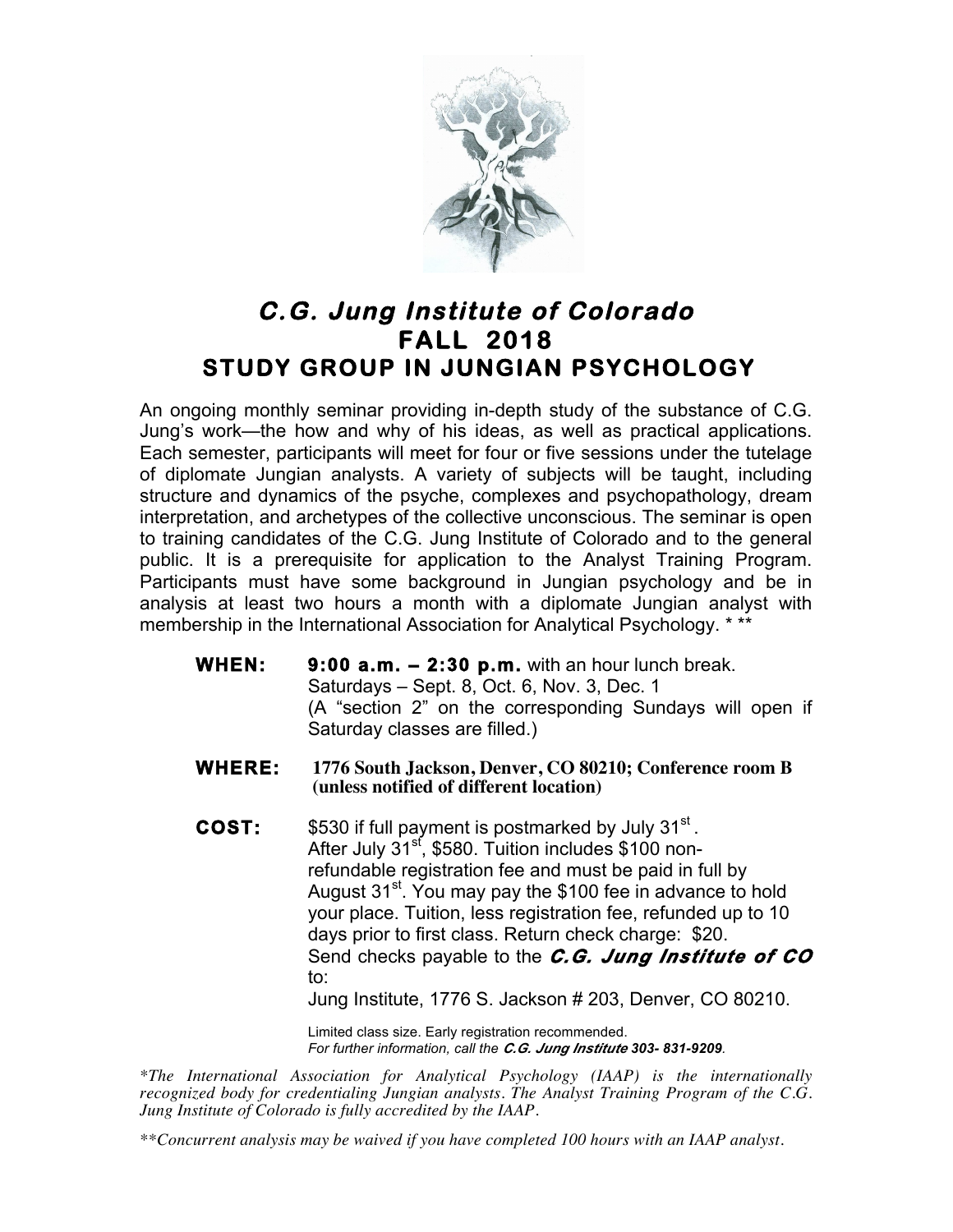# *C.G. Jung Institute of Colorado*

# FALL 2018

## STUDY GROUP IN JUNGIAN PSYCHOLOGY

An ongoing monthly seminar providing in-depth study of the substance of C.G. Jung's work—the how and why of his ideas, as well as practical applications. Each semester, participants will meet for four or five sessions under the tutelage of diplomate Jungian analysts. A variety of subjects will be taught, including structure and dynamics of the psyche, complexes and psychopathology, dream interpretation, and archetypes of the collective unconscious. The seminar is open to training candidates of the C.G. Jung Institute of Colorado and to the general public. It is a prerequisite for application to the Analyst Training Program. Participants must have some background in Jungian psychology and be in analysis at least two hours a month with a diplomate Jungian analyst with membership in the International Association for Analytical Psychology. * **

**WHEN:** **9:00 a.m. – 2:30 p.m.** with an hour lunch break.
Saturdays – Sept. 8, Oct. 6, Nov. 3, Dec. 1
(A "section 2" on the corresponding Sundays will open if Saturday classes are filled.)

**WHERE:** **1776 South Jackson, Denver, CO 80210; Conference room B (unless notified of different location)**

**COST:** $530 if full payment is postmarked by July 31st.
After July 31st, $580. Tuition includes $100 non-refundable registration fee and must be paid in full by August 31st. You may pay the $100 fee in advance to hold your place. Tuition, less registration fee, refunded up to 10 days prior to first class. Return check charge: $20.
Send checks payable to the ***C.G. Jung Institute of CO*** to:
Jung Institute, 1776 S. Jackson # 203, Denver, CO 80210.

Limited class size. Early registration recommended.
*For further information, call the **C.G. Jung Institute 303- 831-9209**.*

**The International Association for Analytical Psychology (IAAP) is the internationally recognized body for credentialing Jungian analysts. The Analyst Training Program of the C.G. Jung Institute of Colorado is fully accredited by the IAAP.*

***Concurrent analysis may be waived if you have completed 100 hours with an IAAP analyst.*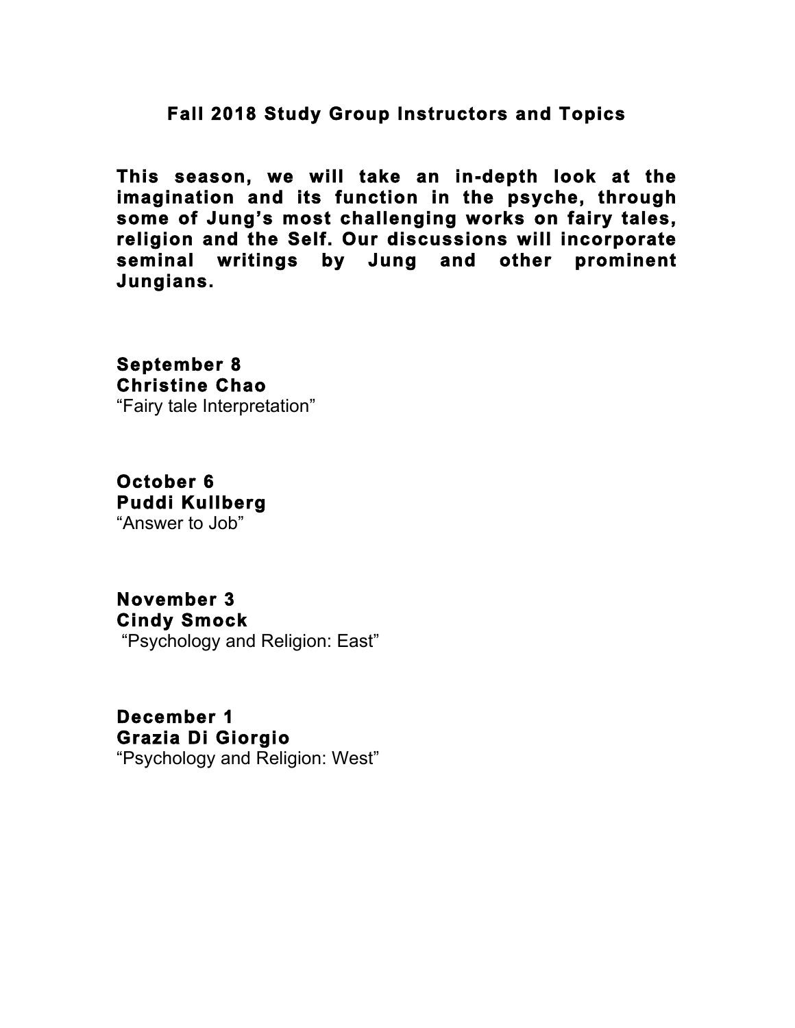## Fall 2018 Study Group Instructors and Topics

**This season, we will take an in-depth look at the imagination and its function in the psyche, through some of Jung's most challenging works on fairy tales, religion and the Self. Our discussions will incorporate seminal writings by Jung and other prominent Jungians.**

**September 8**
**Christine Chao**
"Fairy tale Interpretation"

**October 6**
**Puddi Kullberg**
"Answer to Job"

**November 3**
**Cindy Smock**
"Psychology and Religion: East"

**December 1**
**Grazia Di Giorgio**
"Psychology and Religion: West"